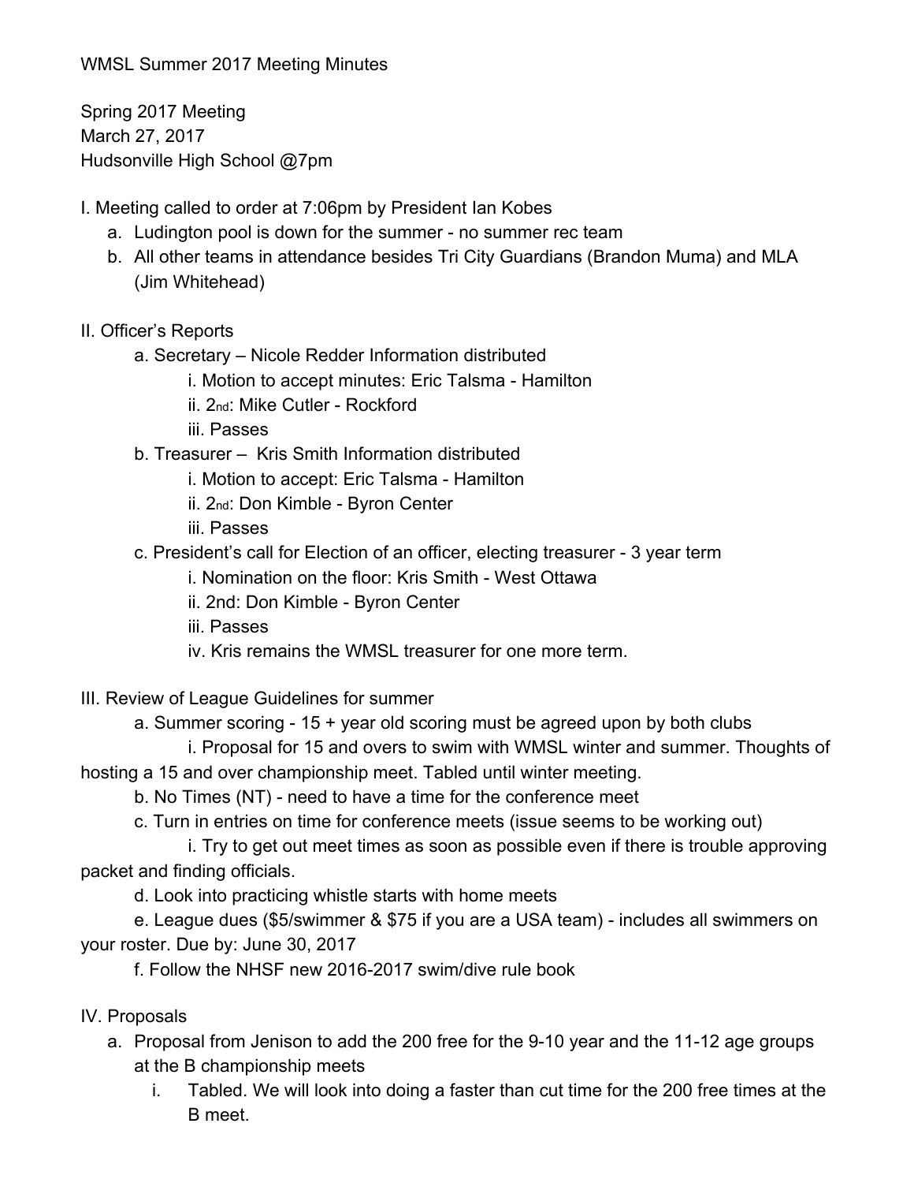WMSL Summer 2017 Meeting Minutes

Spring 2017 Meeting
March 27, 2017
Hudsonville High School @7pm

I. Meeting called to order at 7:06pm by President Ian Kobes

a. Ludington pool is down for the summer - no summer rec team
b. All other teams in attendance besides Tri City Guardians (Brandon Muma) and MLA (Jim Whitehead)

II. Officer's Reports

a. Secretary – Nicole Redder Information distributed
   i. Motion to accept minutes: Eric Talsma - Hamilton
   ii. 2nd: Mike Cutler - Rockford
   iii. Passes
b. Treasurer – Kris Smith Information distributed
   i. Motion to accept: Eric Talsma - Hamilton
   ii. 2nd: Don Kimble - Byron Center
   iii. Passes
c. President's call for Election of an officer, electing treasurer - 3 year term
   i. Nomination on the floor: Kris Smith - West Ottawa
   ii. 2nd: Don Kimble - Byron Center
   iii. Passes
   iv. Kris remains the WMSL treasurer for one more term.

III. Review of League Guidelines for summer

a. Summer scoring - 15 + year old scoring must be agreed upon by both clubs
   i. Proposal for 15 and overs to swim with WMSL winter and summer. Thoughts of hosting a 15 and over championship meet. Tabled until winter meeting.
b. No Times (NT) - need to have a time for the conference meet
c. Turn in entries on time for conference meets (issue seems to be working out)
   i. Try to get out meet times as soon as possible even if there is trouble approving packet and finding officials.
d. Look into practicing whistle starts with home meets
e. League dues ($5/swimmer & $75 if you are a USA team) - includes all swimmers on your roster. Due by: June 30, 2017
f. Follow the NHSF new 2016-2017 swim/dive rule book

IV. Proposals

a. Proposal from Jenison to add the 200 free for the 9-10 year and the 11-12 age groups at the B championship meets
   i. Tabled. We will look into doing a faster than cut time for the 200 free times at the B meet.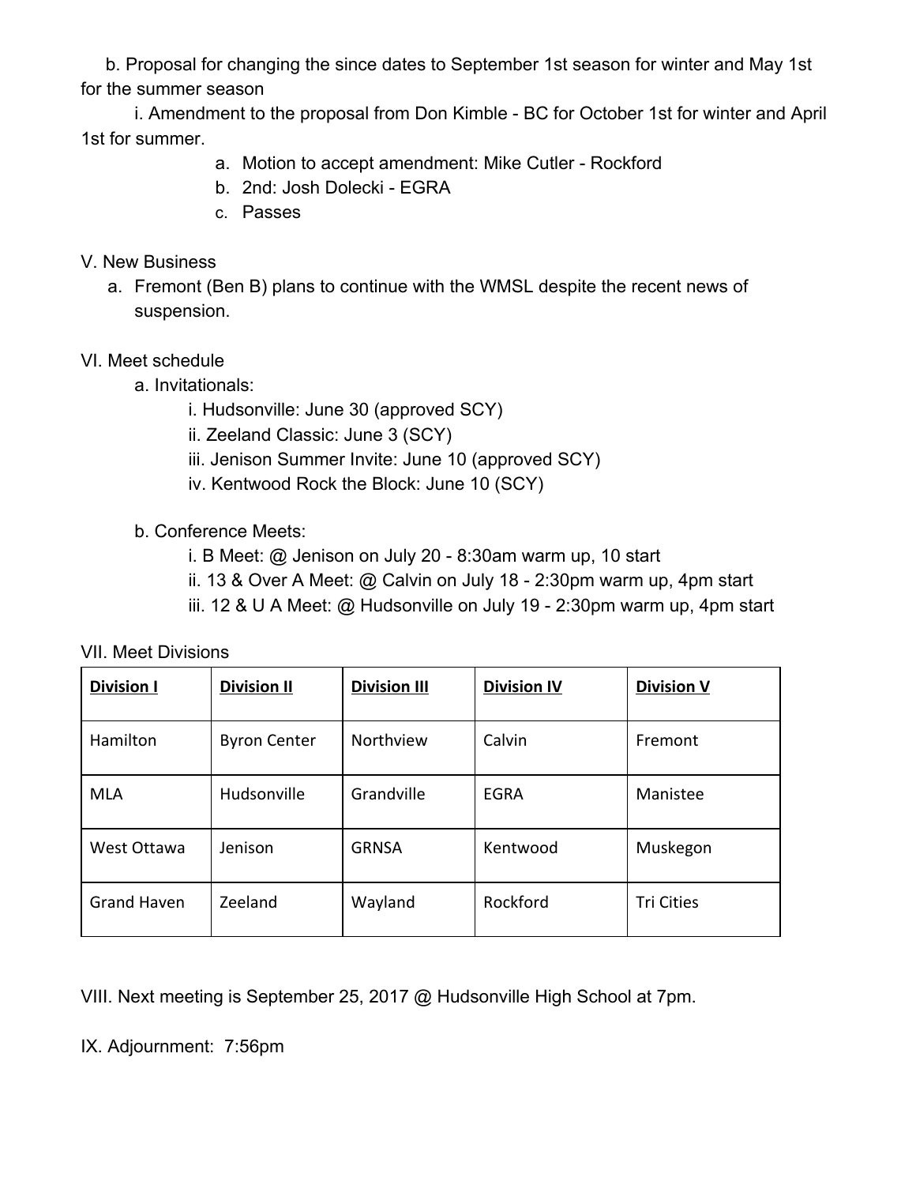b. Proposal for changing the since dates to September 1st season for winter and May 1st for the summer season

i. Amendment to the proposal from Don Kimble - BC for October 1st for winter and April 1st for summer.

a. Motion to accept amendment: Mike Cutler - Rockford
b. 2nd: Josh Dolecki - EGRA
c. Passes

V. New Business

a. Fremont (Ben B) plans to continue with the WMSL despite the recent news of suspension.

VI. Meet schedule

a. Invitationals:

i. Hudsonville: June 30 (approved SCY)
ii. Zeeland Classic: June 3 (SCY)
iii. Jenison Summer Invite: June 10 (approved SCY)
iv. Kentwood Rock the Block: June 10 (SCY)

b. Conference Meets:

i. B Meet: @ Jenison on July 20 - 8:30am warm up, 10 start
ii. 13 & Over A Meet: @ Calvin on July 18 - 2:30pm warm up, 4pm start
iii. 12 & U A Meet: @ Hudsonville on July 19 - 2:30pm warm up, 4pm start

VII. Meet Divisions

| **Division I** | **Division II** | **Division III** | **Division IV** | **Division V** |
|---|---|---|---|---|
| Hamilton | Byron Center | Northview | Calvin | Fremont |
| MLA | Hudsonville | Grandville | EGRA | Manistee |
| West Ottawa | Jenison | GRNSA | Kentwood | Muskegon |
| Grand Haven | Zeeland | Wayland | Rockford | Tri Cities |

VIII. Next meeting is September 25, 2017 @ Hudsonville High School at 7pm.

IX. Adjournment: 7:56pm